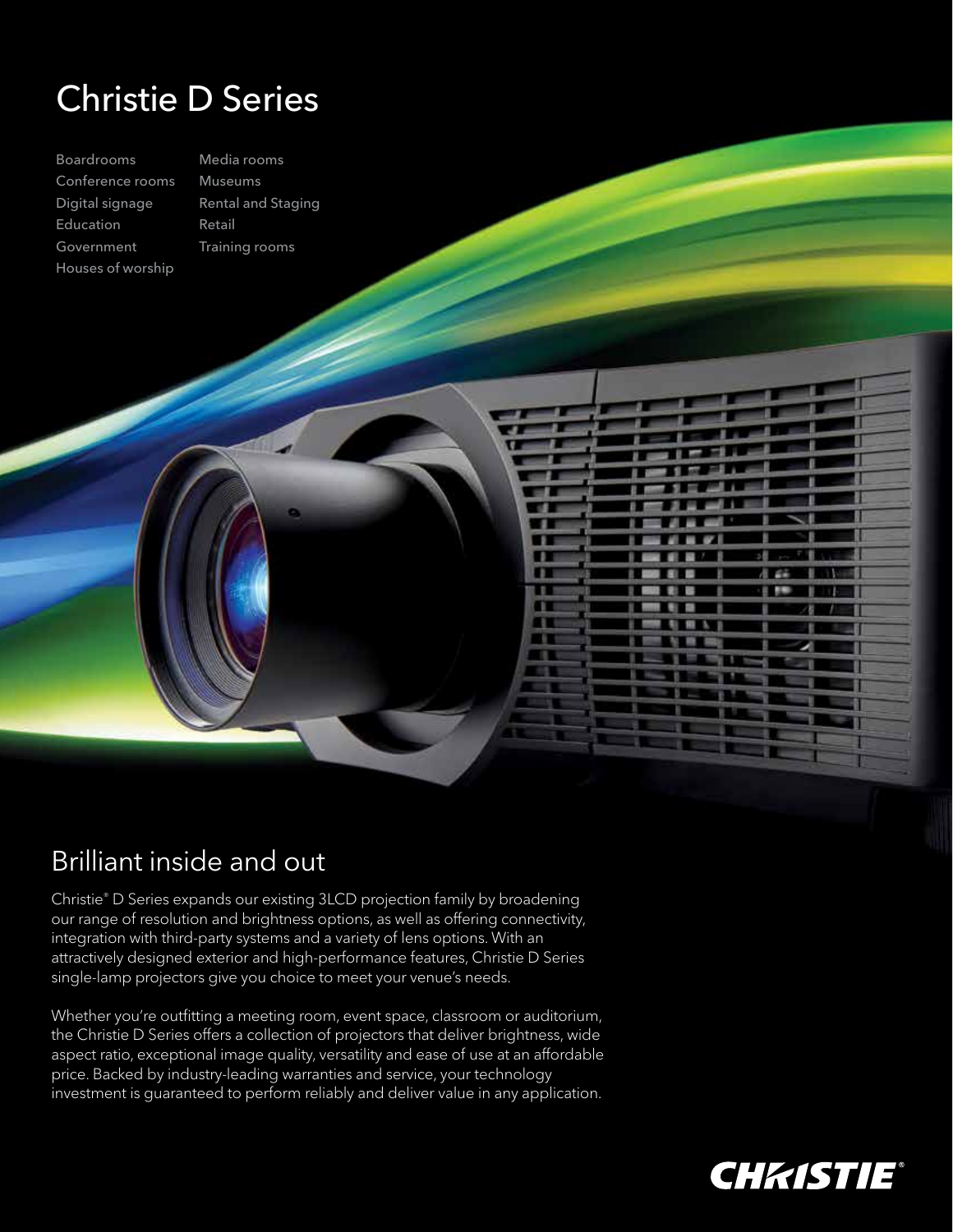# Christie D Series

- Boardrooms
- Conference rooms
- Digital signage
- Education
- Government
- Houses of worship
- Media rooms
- Museums
- Rental and Staging
- Retail
- Training rooms

## Brilliant inside and out

Christie® D Series expands our existing 3LCD projection family by broadening our range of resolution and brightness options, as well as offering connectivity, integration with third-party systems and a variety of lens options. With an attractively designed exterior and high-performance features, Christie D Series single-lamp projectors give you choice to meet your venue's needs.

Whether you're outfitting a meeting room, event space, classroom or auditorium, the Christie D Series offers a collection of projectors that deliver brightness, wide aspect ratio, exceptional image quality, versatility and ease of use at an affordable price. Backed by industry-leading warranties and service, your technology investment is guaranteed to perform reliably and deliver value in any application.

CHRISTIE®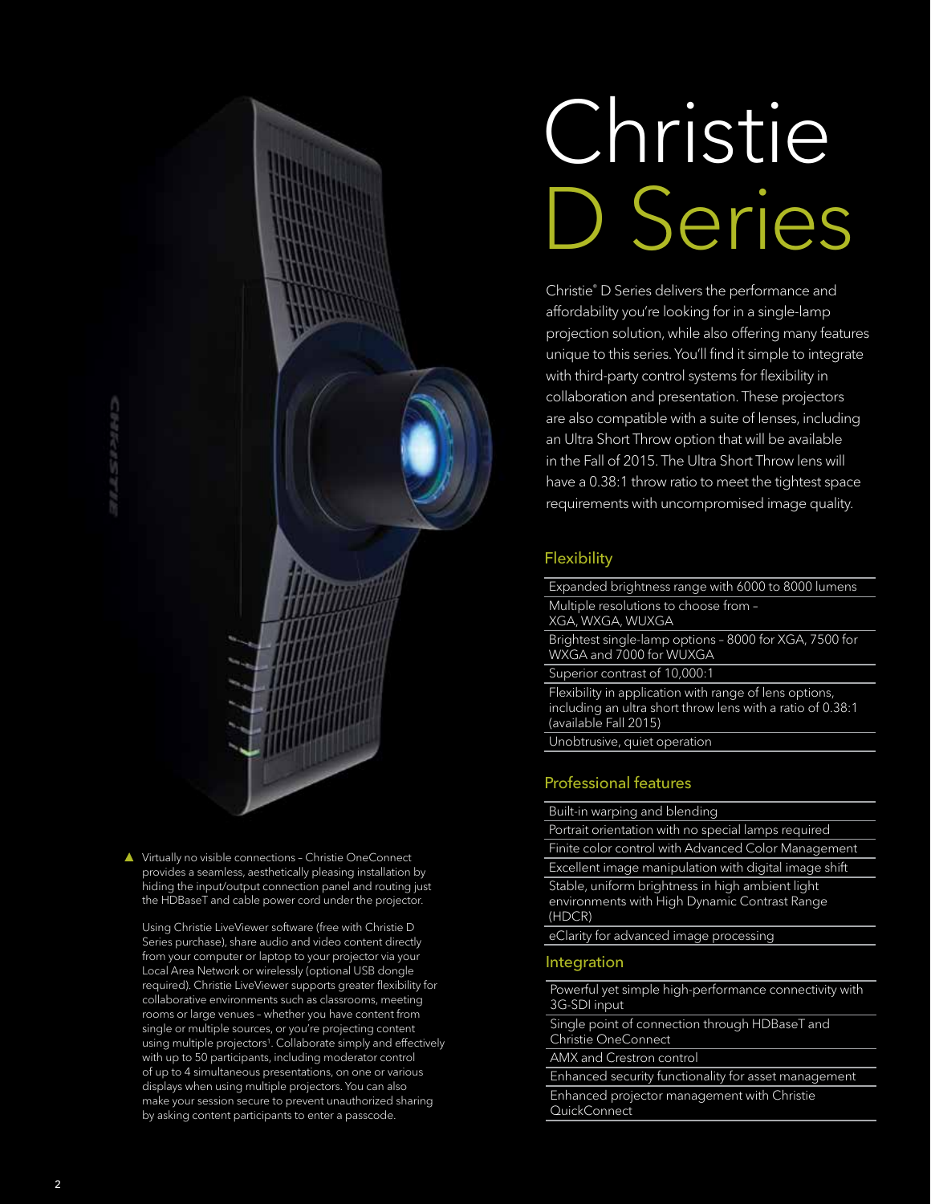# Christie D Series

Christie® D Series delivers the performance and affordability you're looking for in a single-lamp projection solution, while also offering many features unique to this series. You'll find it simple to integrate with third-party control systems for flexibility in collaboration and presentation. These projectors are also compatible with a suite of lenses, including an Ultra Short Throw option that will be available in the Fall of 2015. The Ultra Short Throw lens will have a 0.38:1 throw ratio to meet the tightest space requirements with uncompromised image quality.

## Flexibility

- Expanded brightness range with 6000 to 8000 lumens
- Multiple resolutions to choose from – XGA, WXGA, WUXGA
- Brightest single-lamp options – 8000 for XGA, 7500 for WXGA and 7000 for WUXGA
- Superior contrast of 10,000:1
- Flexibility in application with range of lens options, including an ultra short throw lens with a ratio of 0.38:1 (available Fall 2015)
- Unobtrusive, quiet operation

## Professional features

- Built-in warping and blending
- Portrait orientation with no special lamps required
- Finite color control with Advanced Color Management
- Excellent image manipulation with digital image shift
- Stable, uniform brightness in high ambient light environments with High Dynamic Contrast Range (HDCR)
- eClarity for advanced image processing

## Integration

- Powerful yet simple high-performance connectivity with 3G-SDI input
- Single point of connection through HDBaseT and Christie OneConnect
- AMX and Crestron control
- Enhanced security functionality for asset management
- Enhanced projector management with Christie QuickConnect

▲ Virtually no visible connections – Christie OneConnect provides a seamless, aesthetically pleasing installation by hiding the input/output connection panel and routing just the HDBaseT and cable power cord under the projector.

Using Christie LiveViewer software (free with Christie D Series purchase), share audio and video content directly from your computer or laptop to your projector via your Local Area Network or wirelessly (optional USB dongle required). Christie LiveViewer supports greater flexibility for collaborative environments such as classrooms, meeting rooms or large venues – whether you have content from single or multiple sources, or you're projecting content using multiple projectors[1]. Collaborate simply and effectively with up to 50 participants, including moderator control of up to 4 simultaneous presentations, on one or various displays when using multiple projectors. You can also make your session secure to prevent unauthorized sharing by asking content participants to enter a passcode.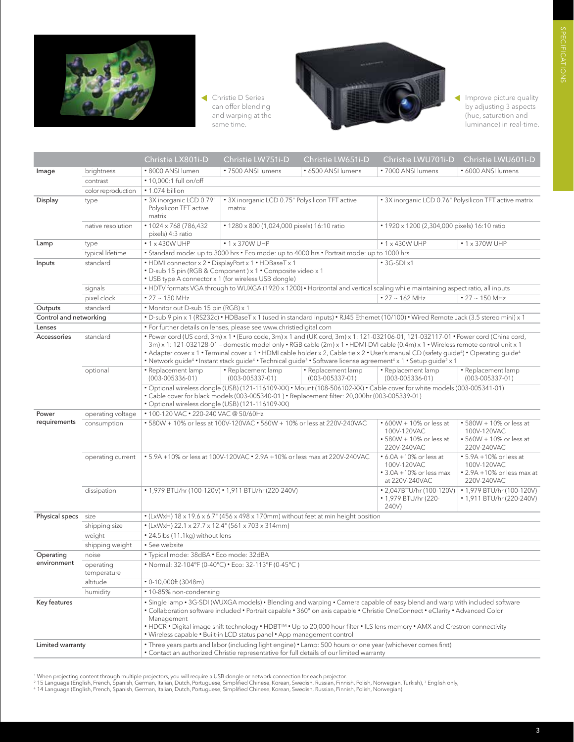Christie D Series can offer blending and warping at the same time.

Improve picture quality by adjusting 3 aspects (hue, saturation and luminance) in real-time.

| | | Christie LX801i-D | Christie LW751i-D | Christie LW651i-D | Christie LWU701i-D | Christie LWU601i-D |
|---|---|---|---|---|---|---|
| Image | brightness | • 8000 ANSI lumen | • 7500 ANSI lumens | • 6500 ANSI lumens | • 7000 ANSI lumens | • 6000 ANSI lumens |
| | contrast | • 10,000:1 full on/off | | | | |
| | color reproduction | • 1.074 billion | | | | |
| Display | type | • 3X inorganic LCD 0.79" Polysilicon TFT active matrix | • 3X inorganic LCD 0.75" Polysilicon TFT active matrix | | • 3X inorganic LCD 0.76" Polysilicon TFT active matrix | |
| | native resolution | • 1024 x 768 (786,432 pixels) 4:3 ratio | • 1280 x 800 (1,024,000 pixels) 16:10 ratio | | • 1920 x 1200 (2,304,000 pixels) 16:10 ratio | |
| Lamp | type | • 1 x 430W UHP | • 1 x 370W UHP | | • 1 x 430W UHP | • 1 x 370W UHP |
| | typical lifetime | • Standard mode: up to 3000 hrs • Eco mode: up to 4000 hrs • Portrait mode: up to 1000 hrs | | | | |
| Inputs | standard | • HDMI connector x 2 • DisplayPort x 1 • HDBaseT x 1 • D-sub 15 pin (RGB & Component ) x 1 • Composite video x 1 • USB type A connector x 1 (for wireless USB dongle) | | | • 3G-SDI x1 | |
| | signals | • HDTV formats VGA through to WUXGA (1920 x 1200) • Horizontal and vertical scaling while maintaining aspect ratio, all inputs | | | | |
| | pixel clock | • 27 ~ 150 MHz | | | • 27 ~ 162 MHz | • 27 ~ 150 MHz |
| Outputs | standard | • Monitor out D-sub 15 pin (RGB) x 1 | | | | |
| Control and networking | | • D-sub 9 pin x 1 (RS232c) • HDBaseT x 1 (used in standard inputs) • RJ45 Ethernet (10/100) • Wired Remote Jack (3.5 stereo mini) x 1 | | | | |
| Lenses | | • For further details on lenses, please see www.christiedigital.com | | | | |
| Accessories | standard | • Power cord (US cord, 3m) x 1 • (Euro code, 3m) x 1 and (UK cord, 3m) x 1: 121-032106-01, 121-032117-01 • Power cord (China cord, 3m) x 1: 121-032128-01 – domestic model only • RGB cable (2m) x 1 • HDMI-DVI cable (0.4m) x 1 • Wireless remote control unit x 1 • Adapter cover x 1 • Terminal cover x 1 • HDMI cable holder x 2, Cable tie x 2 • User's manual CD (safety guide[4]) • Operating guide[4] • Network guide[4] • Instant stack guide[4] • Technical guide[3] • Software license agreement[4] x 1 • Setup guide[2] x 1 | | | | |
| | optional | • Replacement lamp (003-005336-01) | • Replacement lamp (003-005337-01) | • Replacement lamp (003-005337-01) | • Replacement lamp (003-005336-01) | • Replacement lamp (003-005337-01) |
| | | • Optional wireless dongle (USB) (121-116109-XX) • Mount (108-506102-XX) • Cable cover for white models (003-005341-01) • Cable cover for black models (003-005340-01 ) • Replacement filter: 20,000hr (003-005339-01) • Optional wireless dongle (USB) (121-116109-XX) | | | | |
| Power requirements | operating voltage | • 100-120 VAC • 220-240 VAC @ 50/60Hz | | | | |
| | consumption | • 580W + 10% or less at 100V-120VAC • 560W + 10% or less at 220V-240VAC | | | • 600W + 10% or less at 100V-120VAC • 580W + 10% or less at 220V-240VAC | • 580W + 10% or less at 100V-120VAC • 560W + 10% or less at 220V-240VAC |
| | operating current | • 5.9A +10% or less at 100V-120VAC • 2.9A +10% or less max at 220V-240VAC | | | • 6.0A +10% or less at 100V-120VAC • 3.0A +10% or less max at 220V-240VAC | • 5.9A +10% or less at 100V-120VAC • 2.9A +10% or less max at 220V-240VAC |
| | dissipation | • 1,979 BTU/hr (100-120V) • 1,911 BTU/hr (220-240V) | | | • 2,047BTU/hr (100-120V) • 1,979 BTU/hr (220-240V) | • 1,979 BTU/hr (100-120V) • 1,911 BTU/hr (220-240V) |
| Physical specs | size | • (LxWxH) 18 x 19.6 x 6.7" (456 x 498 x 170mm) without feet at min height position | | | | |
| | shipping size | • (LxWxH) 22.1 x 27.7 x 12.4" (561 x 703 x 314mm) | | | | |
| | weight | • 24.5lbs (11.1kg) without lens | | | | |
| | shipping weight | • See website | | | | |
| Operating environment | noise | • Typical mode: 38dBA • Eco mode: 32dBA | | | | |
| | operating temperature | • Normal: 32-104°F (0-40°C) • Eco: 32-113°F (0-45°C ) | | | | |
| | altitude | • 0-10,000ft (3048m) | | | | |
| | humidity | • 10-85% non-condensing | | | | |
| Key features | | • Single lamp • 3G-SDI (WUXGA models) • Blending and warping • Camera capable of easy blend and warp with included software • Collaboration software included • Portrait capable • 360° on axis capable • Christie OneConnect • eClarity • Advanced Color Management • HDCR • Digital image shift technology • HDBT™ • Up to 20,000 hour filter • ILS lens memory • AMX and Crestron connectivity • Wireless capable • Built-in LCD status panel • App management control | | | | |
| Limited warranty | | • Three years parts and labor (including light engine) • Lamp: 500 hours or one year (whichever comes first) • Contact an authorized Christie representative for full details of our limited warranty | | | | |

[1] When projecting content through multiple projectors, you will require a USB dongle or network connection for each projector.
[2] 15 Language (English, French, Spanish, German, Italian, Dutch, Portuguese, Simplified Chinese, Korean, Swedish, Russian, Finnish, Polish, Norwegian, Turkish), [3] English only,
[4] 14 Language (English, French, Spanish, German, Italian, Dutch, Portuguese, Simplified Chinese, Korean, Swedish, Russian, Finnish, Polish, Norwegian)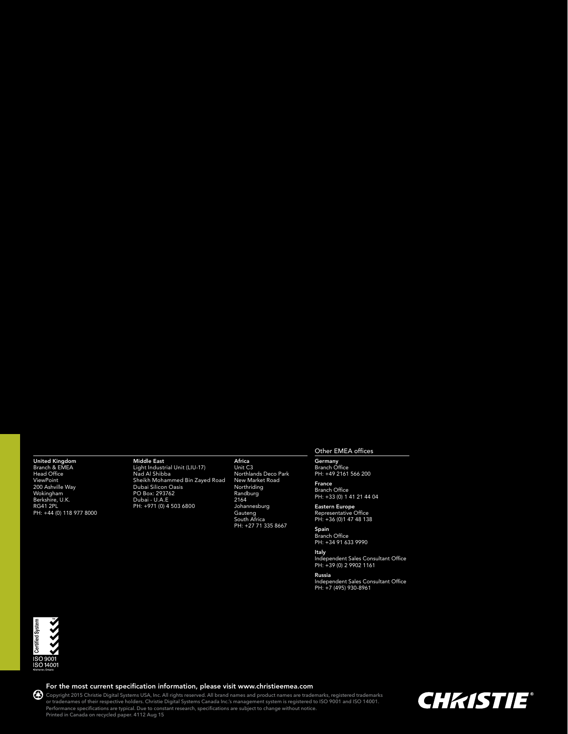**United Kingdom**
Branch & EMEA
Head Office
ViewPoint
200 Ashville Way
Wokingham
Berkshire, U.K.
RG41 2PL
PH: +44 (0) 118 977 8000

**Middle East**
Light Industrial Unit (LIU-17)
Nad Al Shibba
Sheikh Mohammed Bin Zayed Road
Dubai Silicon Oasis
PO Box: 293762
Dubai - U.A.E
PH: +971 (0) 4 503 6800

**Africa**
Unit C3
Northlands Deco Park
New Market Road
Northriding
Randburg
2164
Johannesburg
Gauteng
South Africa
PH: +27 71 335 8667

## Other EMEA offices

**Germany**
Branch Office
PH: +49 2161 566 200

**France**
Branch Office
PH: +33 (0) 1 41 21 44 04

**Eastern Europe**
Representative Office
PH: +36 (0)1 47 48 138

**Spain**
Branch Office
PH: +34 91 633 9990

**Italy**
Independent Sales Consultant Office
PH: +39 (0) 2 9902 1161

**Russia**
Independent Sales Consultant Office
PH: +7 (495) 930-8961

Certified System
ISO 9001
ISO 14001
Kitchener, Ontario

**For the most current specification information, please visit www.christieemea.com**

Copyright 2015 Christie Digital Systems USA, Inc. All rights reserved. All brand names and product names are trademarks, registered trademarks or tradenames of their respective holders. Christie Digital Systems Canada Inc.'s management system is registered to ISO 9001 and ISO 14001. Performance specifications are typical. Due to constant research, specifications are subject to change without notice.
Printed in Canada on recycled paper. 4112 Aug 15

CHRISTIE®